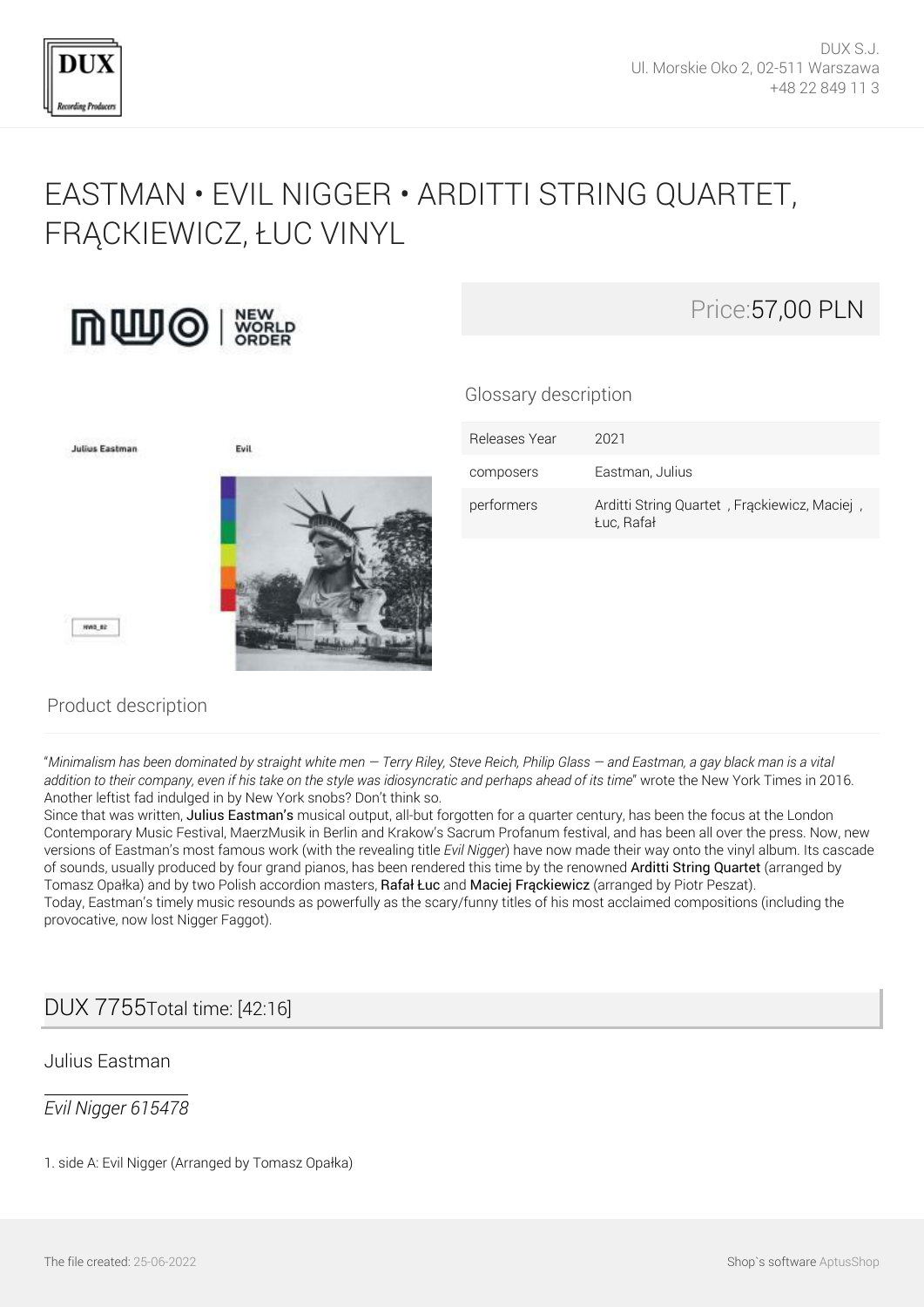DUX S.J.
Ul. Morskie Oko 2, 02-511 Warszawa
+48 22 849 11 3

# EASTMAN • EVIL NIGGER • ARDITTI STRING QUARTET, FRĄCKIEWICZ, ŁUC VINYL

Price:57,00 PLN

## Glossary description

| Releases Year | 2021 |
| --- | --- |
| composers | Eastman, Julius |
| performers | Arditti String Quartet , Frąckiewicz, Maciej , Łuc, Rafał |

## Product description

"*Minimalism has been dominated by straight white men — Terry Riley, Steve Reich, Philip Glass — and Eastman, a gay black man is a vital addition to their company, even if his take on the style was idiosyncratic and perhaps ahead of its time*" wrote the New York Times in 2016. Another leftist fad indulged in by New York snobs? Don't think so.
Since that was written, Julius Eastman's musical output, all-but forgotten for a quarter century, has been the focus at the London Contemporary Music Festival, MaerzMusik in Berlin and Krakow's Sacrum Profanum festival, and has been all over the press. Now, new versions of Eastman's most famous work (with the revealing title *Evil Nigger*) have now made their way onto the vinyl album. Its cascade of sounds, usually produced by four grand pianos, has been rendered this time by the renowned Arditti String Quartet (arranged by Tomasz Opałka) and by two Polish accordion masters, Rafał Łuc and Maciej Frąckiewicz (arranged by Piotr Peszat).
Today, Eastman's timely music resounds as powerfully as the scary/funny titles of his most acclaimed compositions (including the provocative, now lost Nigger Faggot).

## DUX 7755 Total time: [42:16]

### Julius Eastman

*Evil Nigger 615478*

1. side A: Evil Nigger (Arranged by Tomasz Opałka)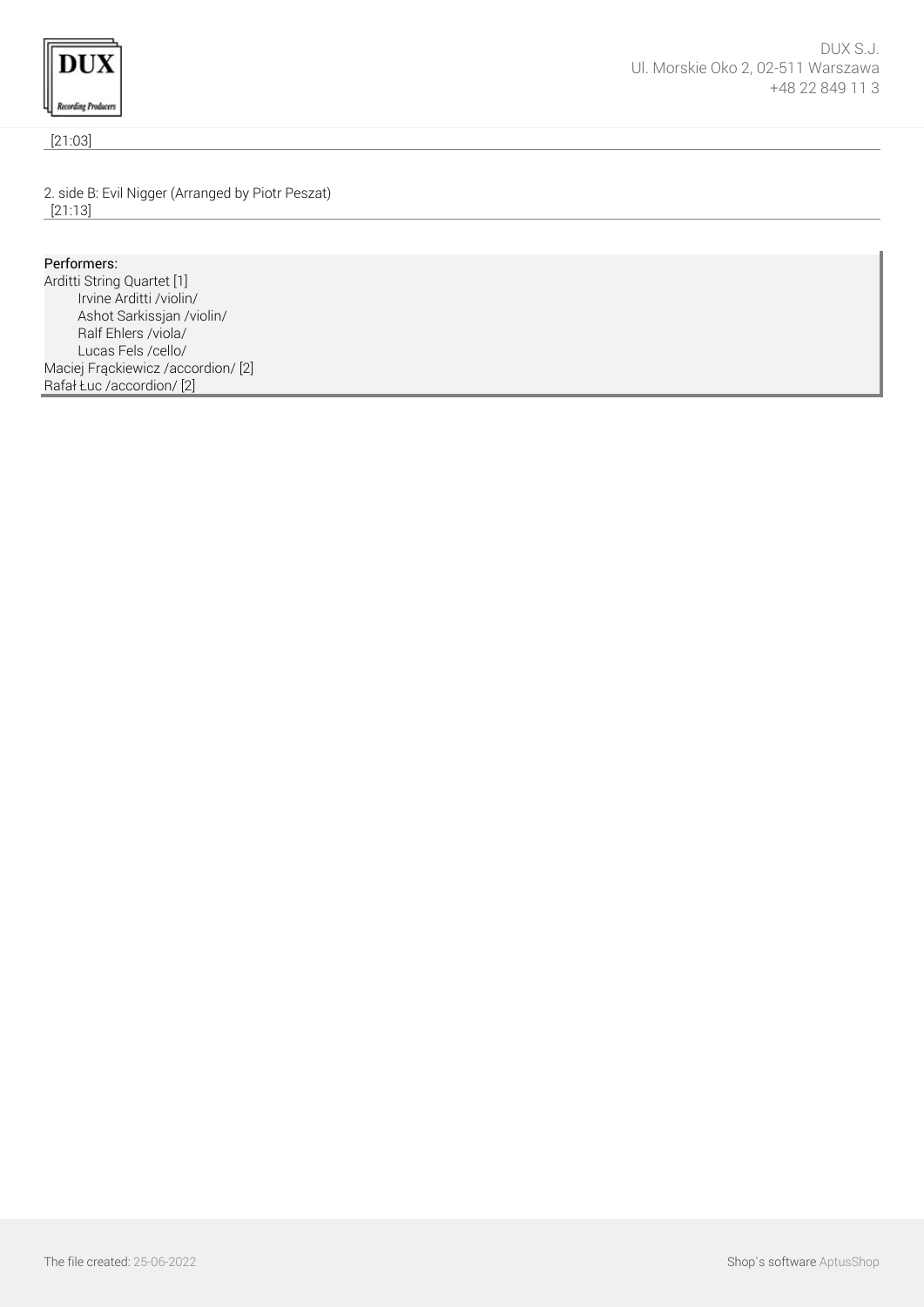[21:03]

2. side B: Evil Nigger (Arranged by Piotr Peszat)
[21:13]

Performers:
Arditti String Quartet [1]
- Irvine Arditti /violin/
- Ashot Sarkissjan /violin/
- Ralf Ehlers /viola/
- Lucas Fels /cello/

Maciej Frąckiewicz /accordion/ [2]
Rafał Łuc /accordion/ [2]